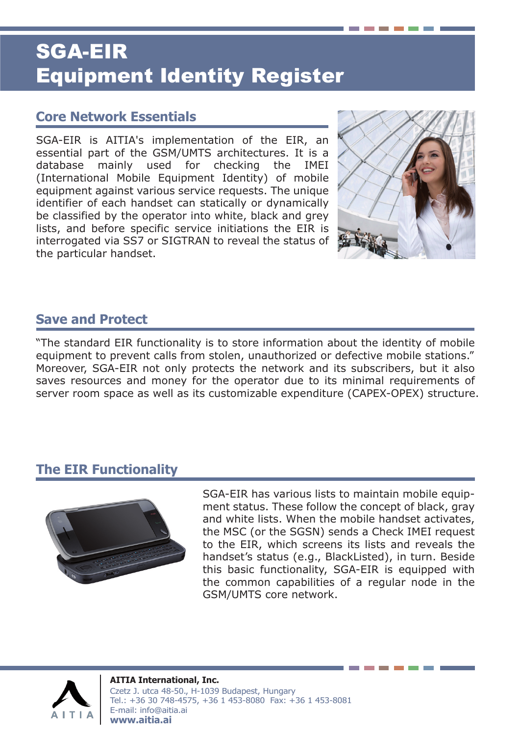# SGA-EIR
# Equipment Identity Register

## Core Network Essentials

SGA-EIR is AITIA's implementation of the EIR, an essential part of the GSM/UMTS architectures. It is a database mainly used for checking the IMEI (International Mobile Equipment Identity) of mobile equipment against various service requests. The unique identifier of each handset can statically or dynamically be classified by the operator into white, black and grey lists, and before specific service initiations the EIR is interrogated via SS7 or SIGTRAN to reveal the status of the particular handset.

## Save and Protect

"The standard EIR functionality is to store information about the identity of mobile equipment to prevent calls from stolen, unauthorized or defective mobile stations." Moreover, SGA-EIR not only protects the network and its subscribers, but it also saves resources and money for the operator due to its minimal requirements of server room space as well as its customizable expenditure (CAPEX-OPEX) structure.

## The EIR Functionality

SGA-EIR has various lists to maintain mobile equipment status. These follow the concept of black, gray and white lists. When the mobile handset activates, the MSC (or the SGSN) sends a Check IMEI request to the EIR, which screens its lists and reveals the handset's status (e.g., BlackListed), in turn. Beside this basic functionality, SGA-EIR is equipped with the common capabilities of a regular node in the GSM/UMTS core network.

**AITIA International, Inc.**
Czetz J. utca 48-50., H-1039 Budapest, Hungary
Tel.: +36 30 748-4575, +36 1 453-8080 Fax: +36 1 453-8081
E-mail: info@aitia.ai
**www.aitia.ai**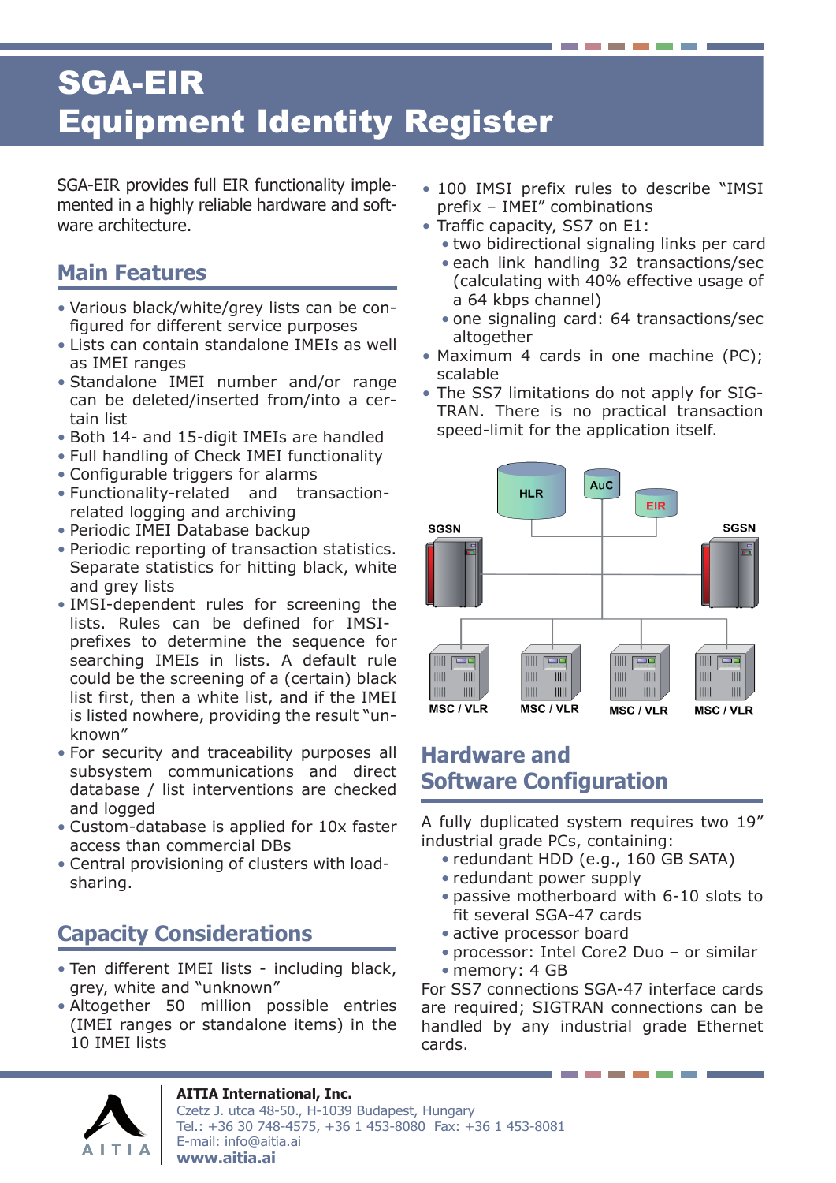# SGA-EIR
# Equipment Identity Register

SGA-EIR provides full EIR functionality implemented in a highly reliable hardware and software architecture.

## Main Features

- Various black/white/grey lists can be configured for different service purposes
- Lists can contain standalone IMEIs as well as IMEI ranges
- Standalone IMEI number and/or range can be deleted/inserted from/into a certain list
- Both 14- and 15-digit IMEIs are handled
- Full handling of Check IMEI functionality
- Configurable triggers for alarms
- Functionality-related and transaction-related logging and archiving
- Periodic IMEI Database backup
- Periodic reporting of transaction statistics. Separate statistics for hitting black, white and grey lists
- IMSI-dependent rules for screening the lists. Rules can be defined for IMSI-prefixes to determine the sequence for searching IMEIs in lists. A default rule could be the screening of a (certain) black list first, then a white list, and if the IMEI is listed nowhere, providing the result "unknown"
- For security and traceability purposes all subsystem communications and direct database / list interventions are checked and logged
- Custom-database is applied for 10x faster access than commercial DBs
- Central provisioning of clusters with load-sharing.

## Capacity Considerations

- Ten different IMEI lists - including black, grey, white and "unknown"
- Altogether 50 million possible entries (IMEI ranges or standalone items) in the 10 IMEI lists
- 100 IMSI prefix rules to describe "IMSI prefix – IMEI" combinations
- Traffic capacity, SS7 on E1:
  - two bidirectional signaling links per card
  - each link handling 32 transactions/sec (calculating with 40% effective usage of a 64 kbps channel)
  - one signaling card: 64 transactions/sec altogether
- Maximum 4 cards in one machine (PC); scalable
- The SS7 limitations do not apply for SIGTRAN. There is no practical transaction speed-limit for the application itself.

HLR
AuC
EIR
SGSN
SGSN
MSC / VLR
MSC / VLR
MSC / VLR
MSC / VLR

## Hardware and Software Configuration

A fully duplicated system requires two 19" industrial grade PCs, containing:

- redundant HDD (e.g., 160 GB SATA)
- redundant power supply
- passive motherboard with 6-10 slots to fit several SGA-47 cards
- active processor board
- processor: Intel Core2 Duo – or similar
- memory: 4 GB

For SS7 connections SGA-47 interface cards are required; SIGTRAN connections can be handled by any industrial grade Ethernet cards.

AITIA

**AITIA International, Inc.**
Czetz J. utca 48-50., H-1039 Budapest, Hungary
Tel.: +36 30 748-4575, +36 1 453-8080 Fax: +36 1 453-8081
E-mail: info@aitia.ai
**www.aitia.ai**